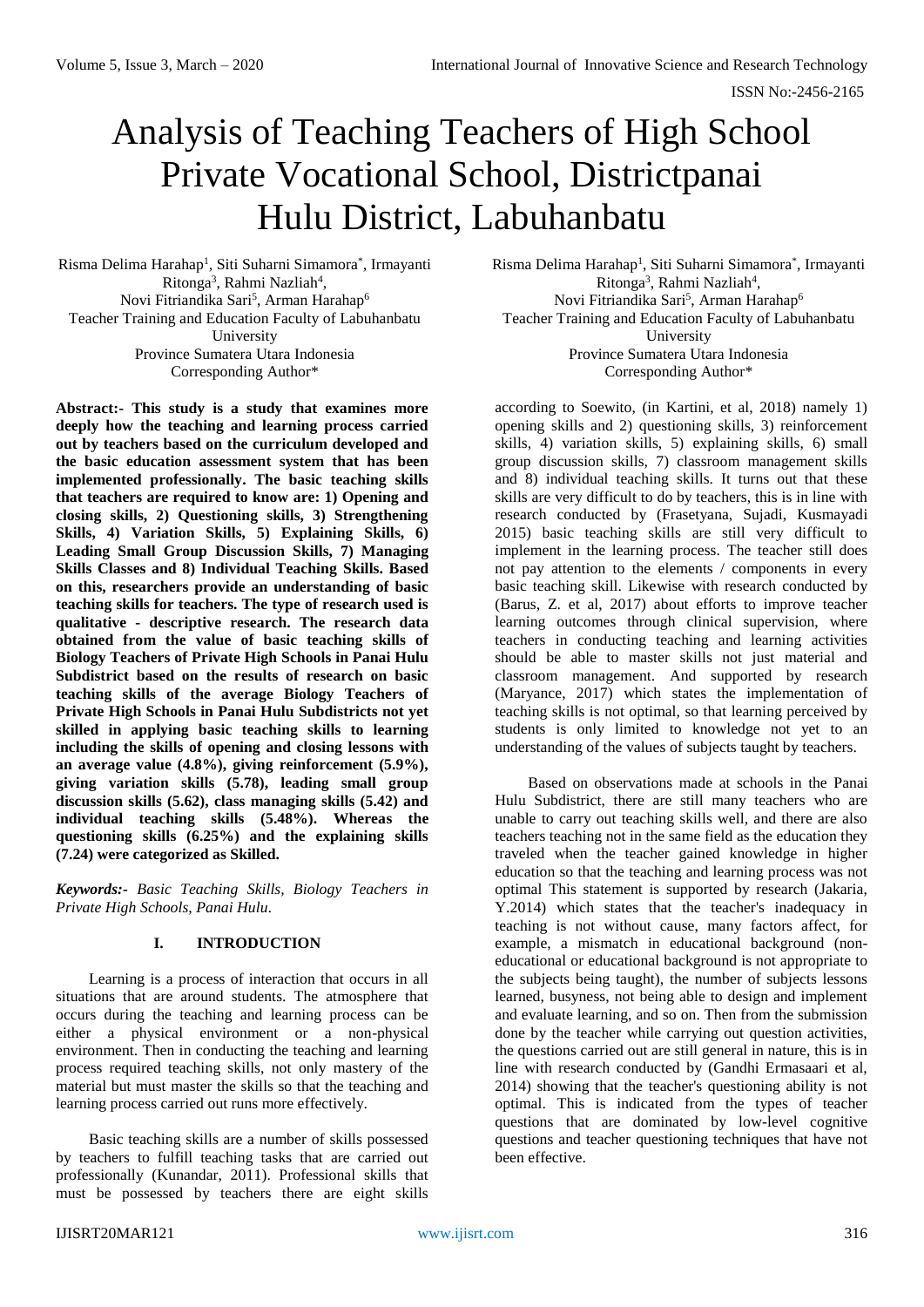# Analysis of Teaching Teachers of High School Private Vocational School, Districtpanai Hulu District, Labuhanbatu

Risma Delima Harahap[1], Siti Suharni Simamora[*], Irmayanti Ritonga[3], Rahmi Nazliah[4], Novi Fitriandika Sari[5], Arman Harahap[6]
Teacher Training and Education Faculty of Labuhanbatu University
Province Sumatera Utara Indonesia
Corresponding Author*

**Abstract:- This study is a study that examines more deeply how the teaching and learning process carried out by teachers based on the curriculum developed and the basic education assessment system that has been implemented professionally. The basic teaching skills that teachers are required to know are: 1) Opening and closing skills, 2) Questioning skills, 3) Strengthening Skills, 4) Variation Skills, 5) Explaining Skills, 6) Leading Small Group Discussion Skills, 7) Managing Skills Classes and 8) Individual Teaching Skills. Based on this, researchers provide an understanding of basic teaching skills for teachers. The type of research used is qualitative - descriptive research. The research data obtained from the value of basic teaching skills of Biology Teachers of Private High Schools in Panai Hulu Subdistrict based on the results of research on basic teaching skills of the average Biology Teachers of Private High Schools in Panai Hulu Subdistricts not yet skilled in applying basic teaching skills to learning including the skills of opening and closing lessons with an average value (4.8%), giving reinforcement (5.9%), giving variation skills (5.78), leading small group discussion skills (5.62), class managing skills (5.42) and individual teaching skills (5.48%). Whereas the questioning skills (6.25%) and the explaining skills (7.24) were categorized as Skilled.**

***Keywords:-*** *Basic Teaching Skills, Biology Teachers in Private High Schools, Panai Hulu.*

## I. INTRODUCTION

Learning is a process of interaction that occurs in all situations that are around students. The atmosphere that occurs during the teaching and learning process can be either a physical environment or a non-physical environment. Then in conducting the teaching and learning process required teaching skills, not only mastery of the material but must master the skills so that the teaching and learning process carried out runs more effectively.

Basic teaching skills are a number of skills possessed by teachers to fulfill teaching tasks that are carried out professionally (Kunandar, 2011). Professional skills that must be possessed by teachers there are eight skills according to Soewito, (in Kartini, et al, 2018) namely 1) opening skills and 2) questioning skills, 3) reinforcement skills, 4) variation skills, 5) explaining skills, 6) small group discussion skills, 7) classroom management skills and 8) individual teaching skills. It turns out that these skills are very difficult to do by teachers, this is in line with research conducted by (Frasetyana, Sujadi, Kusmayadi 2015) basic teaching skills are still very difficult to implement in the learning process. The teacher still does not pay attention to the elements / components in every basic teaching skill. Likewise with research conducted by (Barus, Z. et al, 2017) about efforts to improve teacher learning outcomes through clinical supervision, where teachers in conducting teaching and learning activities should be able to master skills not just material and classroom management. And supported by research (Maryance, 2017) which states the implementation of teaching skills is not optimal, so that learning perceived by students is only limited to knowledge not yet to an understanding of the values of subjects taught by teachers.

Based on observations made at schools in the Panai Hulu Subdistrict, there are still many teachers who are unable to carry out teaching skills well, and there are also teachers teaching not in the same field as the education they traveled when the teacher gained knowledge in higher education so that the teaching and learning process was not optimal This statement is supported by research (Jakaria, Y.2014) which states that the teacher's inadequacy in teaching is not without cause, many factors affect, for example, a mismatch in educational background (non-educational or educational background is not appropriate to the subjects being taught), the number of subjects lessons learned, busyness, not being able to design and implement and evaluate learning, and so on. Then from the submission done by the teacher while carrying out question activities, the questions carried out are still general in nature, this is in line with research conducted by (Gandhi Ermasaari et al, 2014) showing that the teacher's questioning ability is not optimal. This is indicated from the types of teacher questions that are dominated by low-level cognitive questions and teacher questioning techniques that have not been effective.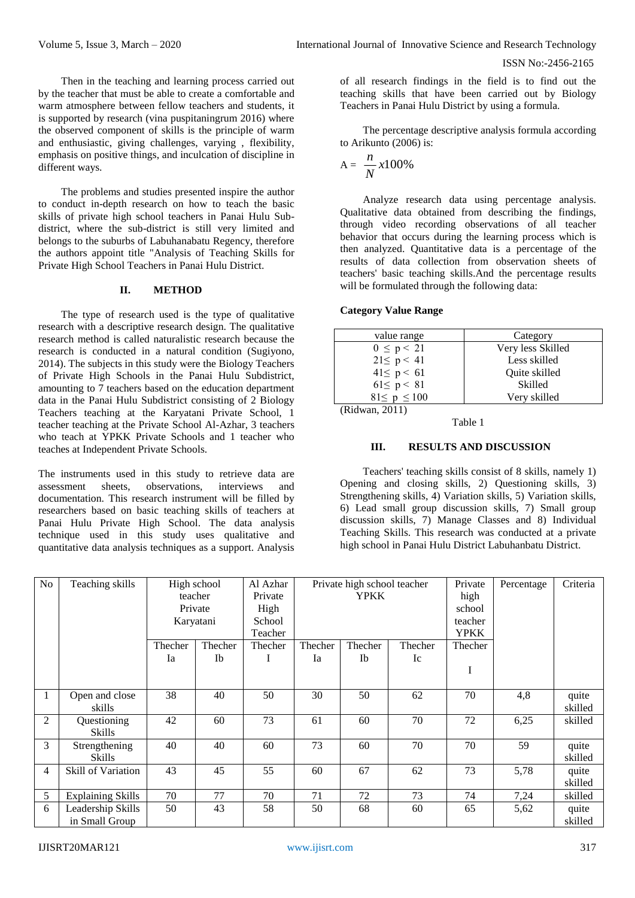Then in the teaching and learning process carried out by the teacher that must be able to create a comfortable and warm atmosphere between fellow teachers and students, it is supported by research (vina puspitaningrum 2016) where the observed component of skills is the principle of warm and enthusiastic, giving challenges, varying , flexibility, emphasis on positive things, and inculcation of discipline in different ways.

The problems and studies presented inspire the author to conduct in-depth research on how to teach the basic skills of private high school teachers in Panai Hulu Sub-district, where the sub-district is still very limited and belongs to the suburbs of Labuhanabatu Regency, therefore the authors appoint title "Analysis of Teaching Skills for Private High School Teachers in Panai Hulu District.

## II. METHOD

The type of research used is the type of qualitative research with a descriptive research design. The qualitative research method is called naturalistic research because the research is conducted in a natural condition (Sugiyono, 2014). The subjects in this study were the Biology Teachers of Private High Schools in the Panai Hulu Subdistrict, amounting to 7 teachers based on the education department data in the Panai Hulu Subdistrict consisting of 2 Biology Teachers teaching at the Karyatani Private School, 1 teacher teaching at the Private School Al-Azhar, 3 teachers who teach at YPKK Private Schools and 1 teacher who teaches at Independent Private Schools.

The instruments used in this study to retrieve data are assessment sheets, observations, interviews and documentation. This research instrument will be filled by researchers based on basic teaching skills of teachers at Panai Hulu Private High School. The data analysis technique used in this study uses qualitative and quantitative data analysis techniques as a support. Analysis of all research findings in the field is to find out the teaching skills that have been carried out by Biology Teachers in Panai Hulu District by using a formula.

The percentage descriptive analysis formula according to Arikunto (2006) is:

$$A = \frac{n}{N} x100\%$$

Analyze research data using percentage analysis. Qualitative data obtained from describing the findings, through video recording observations of all teacher behavior that occurs during the learning process which is then analyzed. Quantitative data is a percentage of the results of data collection from observation sheets of teachers' basic teaching skills.And the percentage results will be formulated through the following data:

**Category Value Range**

| value range | Category |
|---|---|
| $0 \leq p < 21$ | Very less Skilled |
| $21 \leq p < 41$ | Less skilled |
| $41 \leq p < 61$ | Quite skilled |
| $61 \leq p < 81$ | Skilled |
| $81 \leq p \leq 100$ | Very skilled |

(Ridwan, 2011)

Table 1

## III. RESULTS AND DISCUSSION

Teachers' teaching skills consist of 8 skills, namely 1) Opening and closing skills, 2) Questioning skills, 3) Strengthening skills, 4) Variation skills, 5) Variation skills, 6) Lead small group discussion skills, 7) Small group discussion skills, 7) Manage Classes and 8) Individual Teaching Skills. This research was conducted at a private high school in Panai Hulu District Labuhanbatu District.

| No | Teaching skills | High school teacher Private Karyatani | | Al Azhar Private High School Teacher | Private high school teacher YPKK | | | Private high school teacher YPKK | Percentage | Criteria |
|---|---|---|---|---|---|---|---|---|---|---|
| | | Thecher Ia | Thecher Ib | Thecher I | Thecher Ia | Thecher Ib | Thecher Ic | Thecher I | | |
| 1 | Open and close skills | 38 | 40 | 50 | 30 | 50 | 62 | 70 | 4,8 | quite skilled |
| 2 | Questioning Skills | 42 | 60 | 73 | 61 | 60 | 70 | 72 | 6,25 | skilled |
| 3 | Strengthening Skills | 40 | 40 | 60 | 73 | 60 | 70 | 70 | 59 | quite skilled |
| 4 | Skill of Variation | 43 | 45 | 55 | 60 | 67 | 62 | 73 | 5,78 | quite skilled |
| 5 | Explaining Skills | 70 | 77 | 70 | 71 | 72 | 73 | 74 | 7,24 | skilled |
| 6 | Leadership Skills in Small Group | 50 | 43 | 58 | 50 | 68 | 60 | 65 | 5,62 | quite skilled |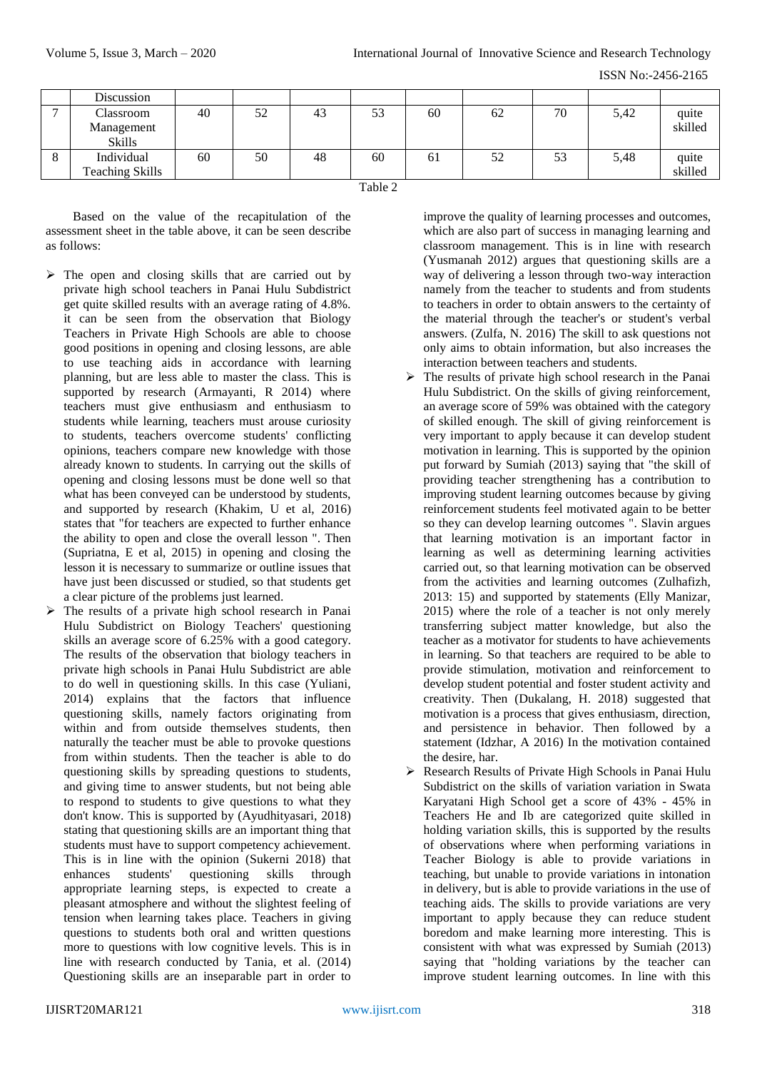| | Discussion | | | | | | | | | |
|---|---|---|---|---|---|---|---|---|---|---|
| 7 | Classroom Management Skills | 40 | 52 | 43 | 53 | 60 | 62 | 70 | 5,42 | quite skilled |
| 8 | Individual Teaching Skills | 60 | 50 | 48 | 60 | 61 | 52 | 53 | 5,48 | quite skilled |

Table 2

Based on the value of the recapitulation of the assessment sheet in the table above, it can be seen describe as follows:

- The open and closing skills that are carried out by private high school teachers in Panai Hulu Subdistrict get quite skilled results with an average rating of 4.8%. it can be seen from the observation that Biology Teachers in Private High Schools are able to choose good positions in opening and closing lessons, are able to use teaching aids in accordance with learning planning, but are less able to master the class. This is supported by research (Armayanti, R 2014) where teachers must give enthusiasm and enthusiasm to students while learning, teachers must arouse curiosity to students, teachers overcome students' conflicting opinions, teachers compare new knowledge with those already known to students. In carrying out the skills of opening and closing lessons must be done well so that what has been conveyed can be understood by students, and supported by research (Khakim, U et al, 2016) states that "for teachers are expected to further enhance the ability to open and close the overall lesson ". Then (Supriatna, E et al, 2015) in opening and closing the lesson it is necessary to summarize or outline issues that have just been discussed or studied, so that students get a clear picture of the problems just learned.
- The results of a private high school research in Panai Hulu Subdistrict on Biology Teachers' questioning skills an average score of 6.25% with a good category. The results of the observation that biology teachers in private high schools in Panai Hulu Subdistrict are able to do well in questioning skills. In this case (Yuliani, 2014) explains that the factors that influence questioning skills, namely factors originating from within and from outside themselves students, then naturally the teacher must be able to provoke questions from within students. Then the teacher is able to do questioning skills by spreading questions to students, and giving time to answer students, but not being able to respond to students to give questions to what they don't know. This is supported by (Ayudhityasari, 2018) stating that questioning skills are an important thing that students must have to support competency achievement. This is in line with the opinion (Sukerni 2018) that enhances students' questioning skills through appropriate learning steps, is expected to create a pleasant atmosphere and without the slightest feeling of tension when learning takes place. Teachers in giving questions to students both oral and written questions more to questions with low cognitive levels. This is in line with research conducted by Tania, et al. (2014) Questioning skills are an inseparable part in order to improve the quality of learning processes and outcomes, which are also part of success in managing learning and classroom management. This is in line with research (Yusmanah 2012) argues that questioning skills are a way of delivering a lesson through two-way interaction namely from the teacher to students and from students to teachers in order to obtain answers to the certainty of the material through the teacher's or student's verbal answers. (Zulfa, N. 2016) The skill to ask questions not only aims to obtain information, but also increases the interaction between teachers and students.
- The results of private high school research in the Panai Hulu Subdistrict. On the skills of giving reinforcement, an average score of 59% was obtained with the category of skilled enough. The skill of giving reinforcement is very important to apply because it can develop student motivation in learning. This is supported by the opinion put forward by Sumiah (2013) saying that "the skill of providing teacher strengthening has a contribution to improving student learning outcomes because by giving reinforcement students feel motivated again to be better so they can develop learning outcomes ". Slavin argues that learning motivation is an important factor in learning as well as determining learning activities carried out, so that learning motivation can be observed from the activities and learning outcomes (Zulhafizh, 2013: 15) and supported by statements (Elly Manizar, 2015) where the role of a teacher is not only merely transferring subject matter knowledge, but also the teacher as a motivator for students to have achievements in learning. So that teachers are required to be able to provide stimulation, motivation and reinforcement to develop student potential and foster student activity and creativity. Then (Dukalang, H. 2018) suggested that motivation is a process that gives enthusiasm, direction, and persistence in behavior. Then followed by a statement (Idzhar, A 2016) In the motivation contained the desire, har.
- Research Results of Private High Schools in Panai Hulu Subdistrict on the skills of variation variation in Swata Karyatani High School get a score of 43% - 45% in Teachers He and Ib are categorized quite skilled in holding variation skills, this is supported by the results of observations where when performing variations in Teacher Biology is able to provide variations in teaching, but unable to provide variations in intonation in delivery, but is able to provide variations in the use of teaching aids. The skills to provide variations are very important to apply because they can reduce student boredom and make learning more interesting. This is consistent with what was expressed by Sumiah (2013) saying that "holding variations by the teacher can improve student learning outcomes. In line with this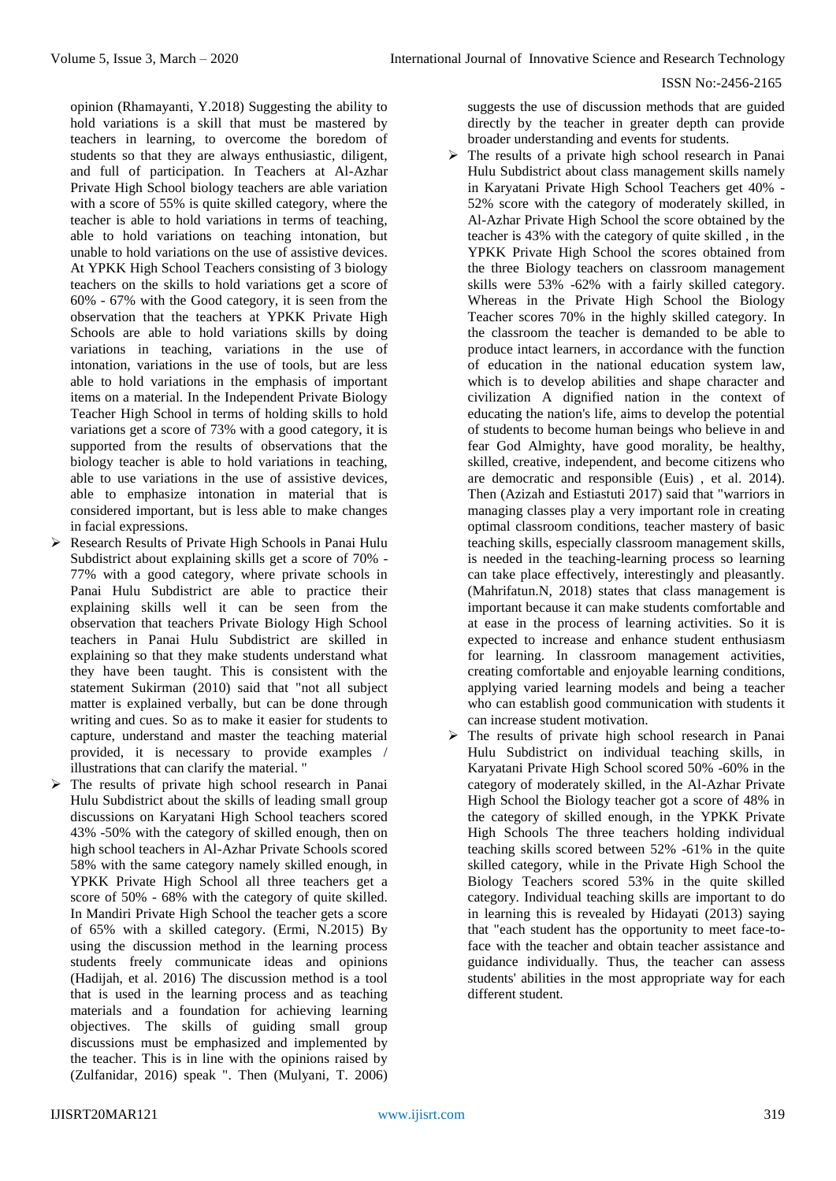opinion (Rhamayanti, Y.2018) Suggesting the ability to hold variations is a skill that must be mastered by teachers in learning, to overcome the boredom of students so that they are always enthusiastic, diligent, and full of participation. In Teachers at Al-Azhar Private High School biology teachers are able variation with a score of 55% is quite skilled category, where the teacher is able to hold variations in terms of teaching, able to hold variations on teaching intonation, but unable to hold variations on the use of assistive devices. At YPKK High School Teachers consisting of 3 biology teachers on the skills to hold variations get a score of 60% - 67% with the Good category, it is seen from the observation that the teachers at YPKK Private High Schools are able to hold variations skills by doing variations in teaching, variations in the use of intonation, variations in the use of tools, but are less able to hold variations in the emphasis of important items on a material. In the Independent Private Biology Teacher High School in terms of holding skills to hold variations get a score of 73% with a good category, it is supported from the results of observations that the biology teacher is able to hold variations in teaching, able to use variations in the use of assistive devices, able to emphasize intonation in material that is considered important, but is less able to make changes in facial expressions.

- Research Results of Private High Schools in Panai Hulu Subdistrict about explaining skills get a score of 70% - 77% with a good category, where private schools in Panai Hulu Subdistrict are able to practice their explaining skills well it can be seen from the observation that teachers Private Biology High School teachers in Panai Hulu Subdistrict are skilled in explaining so that they make students understand what they have been taught. This is consistent with the statement Sukirman (2010) said that "not all subject matter is explained verbally, but can be done through writing and cues. So as to make it easier for students to capture, understand and master the teaching material provided, it is necessary to provide examples / illustrations that can clarify the material. "
- The results of private high school research in Panai Hulu Subdistrict about the skills of leading small group discussions on Karyatani High School teachers scored 43% -50% with the category of skilled enough, then on high school teachers in Al-Azhar Private Schools scored 58% with the same category namely skilled enough, in YPKK Private High School all three teachers get a score of 50% - 68% with the category of quite skilled. In Mandiri Private High School the teacher gets a score of 65% with a skilled category. (Ermi, N.2015) By using the discussion method in the learning process students freely communicate ideas and opinions (Hadijah, et al. 2016) The discussion method is a tool that is used in the learning process and as teaching materials and a foundation for achieving learning objectives. The skills of guiding small group discussions must be emphasized and implemented by the teacher. This is in line with the opinions raised by (Zulfanidar, 2016) speak ". Then (Mulyani, T. 2006) suggests the use of discussion methods that are guided directly by the teacher in greater depth can provide broader understanding and events for students.
- The results of a private high school research in Panai Hulu Subdistrict about class management skills namely in Karyatani Private High School Teachers get 40% - 52% score with the category of moderately skilled, in Al-Azhar Private High School the score obtained by the teacher is 43% with the category of quite skilled , in the YPKK Private High School the scores obtained from the three Biology teachers on classroom management skills were 53% -62% with a fairly skilled category. Whereas in the Private High School the Biology Teacher scores 70% in the highly skilled category. In the classroom the teacher is demanded to be able to produce intact learners, in accordance with the function of education in the national education system law, which is to develop abilities and shape character and civilization A dignified nation in the context of educating the nation's life, aims to develop the potential of students to become human beings who believe in and fear God Almighty, have good morality, be healthy, skilled, creative, independent, and become citizens who are democratic and responsible (Euis) , et al. 2014). Then (Azizah and Estiastuti 2017) said that "warriors in managing classes play a very important role in creating optimal classroom conditions, teacher mastery of basic teaching skills, especially classroom management skills, is needed in the teaching-learning process so learning can take place effectively, interestingly and pleasantly. (Mahrifatun.N, 2018) states that class management is important because it can make students comfortable and at ease in the process of learning activities. So it is expected to increase and enhance student enthusiasm for learning. In classroom management activities, creating comfortable and enjoyable learning conditions, applying varied learning models and being a teacher who can establish good communication with students it can increase student motivation.
- The results of private high school research in Panai Hulu Subdistrict on individual teaching skills, in Karyatani Private High School scored 50% -60% in the category of moderately skilled, in the Al-Azhar Private High School the Biology teacher got a score of 48% in the category of skilled enough, in the YPKK Private High Schools The three teachers holding individual teaching skills scored between 52% -61% in the quite skilled category, while in the Private High School the Biology Teachers scored 53% in the quite skilled category. Individual teaching skills are important to do in learning this is revealed by Hidayati (2013) saying that "each student has the opportunity to meet face-to-face with the teacher and obtain teacher assistance and guidance individually. Thus, the teacher can assess students' abilities in the most appropriate way for each different student.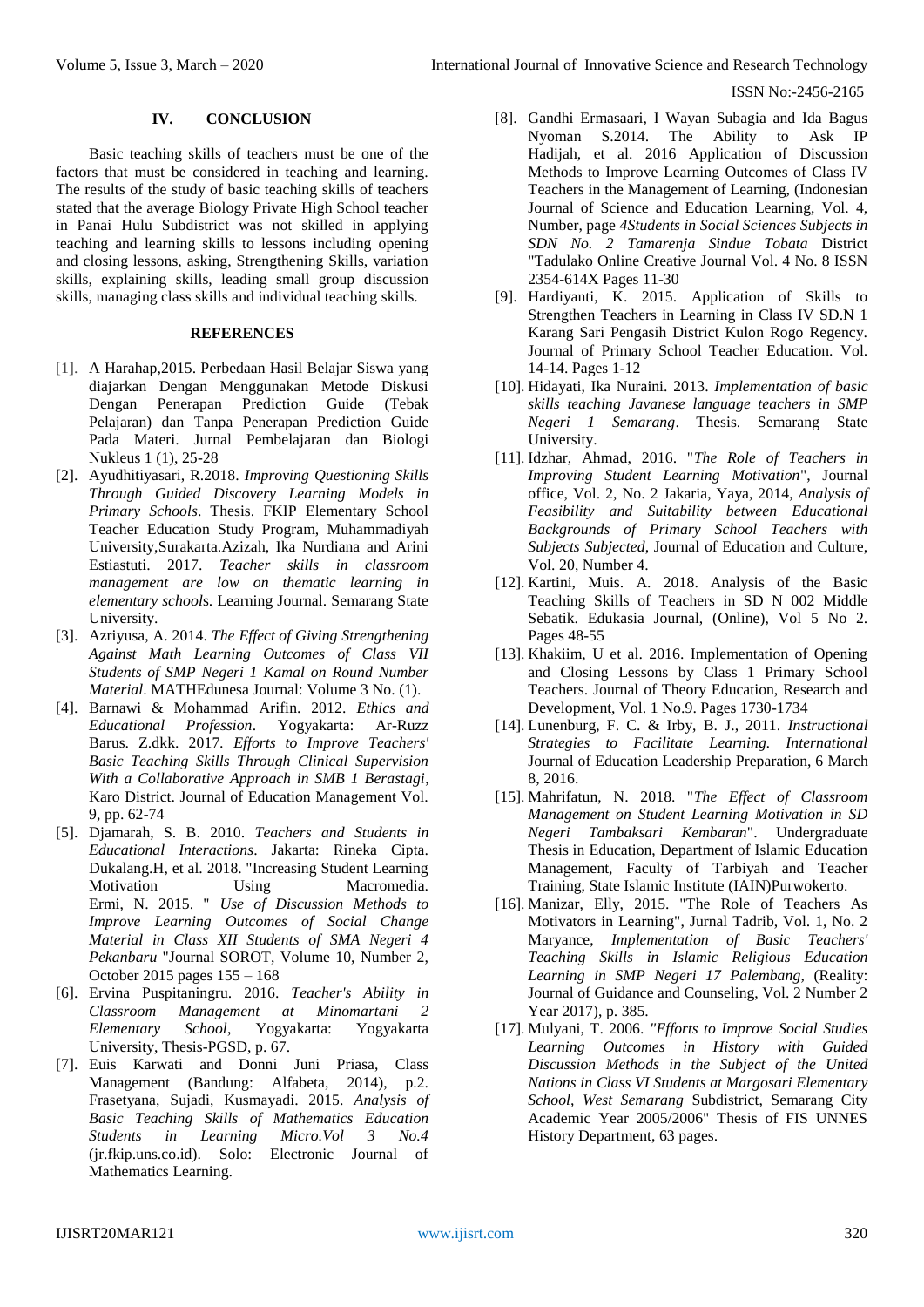## IV. CONCLUSION

Basic teaching skills of teachers must be one of the factors that must be considered in teaching and learning. The results of the study of basic teaching skills of teachers stated that the average Biology Private High School teacher in Panai Hulu Subdistrict was not skilled in applying teaching and learning skills to lessons including opening and closing lessons, asking, Strengthening Skills, variation skills, explaining skills, leading small group discussion skills, managing class skills and individual teaching skills.

## REFERENCES

[1]. A Harahap,2015. Perbedaan Hasil Belajar Siswa yang diajarkan Dengan Menggunakan Metode Diskusi Dengan Penerapan Prediction Guide (Tebak Pelajaran) dan Tanpa Penerapan Prediction Guide Pada Materi. Jurnal Pembelajaran dan Biologi Nukleus 1 (1), 25-28

[2]. Ayudhitiyasari, R.2018. *Improving Questioning Skills Through Guided Discovery Learning Models in Primary Schools*. Thesis. FKIP Elementary School Teacher Education Study Program, Muhammadiyah University,Surakarta.Azizah, Ika Nurdiana and Arini Estiastuti. 2017. *Teacher skills in classroom management are low on thematic learning in elementary schools.* Learning Journal. Semarang State University.

[3]. Azriyusa, A. 2014. *The Effect of Giving Strengthening Against Math Learning Outcomes of Class VII Students of SMP Negeri 1 Kamal on Round Number Material*. MATHEdunesa Journal: Volume 3 No. (1).

[4]. Barnawi & Mohammad Arifin. 2012. *Ethics and Educational Profession*. Yogyakarta: Ar-Ruzz Barus. Z.dkk. 2017. *Efforts to Improve Teachers' Basic Teaching Skills Through Clinical Supervision With a Collaborative Approach in SMB 1 Berastagi*, Karo District. Journal of Education Management Vol. 9, pp. 62-74

[5]. Djamarah, S. B. 2010. *Teachers and Students in Educational Interactions*. Jakarta: Rineka Cipta. Dukalang.H, et al. 2018. "Increasing Student Learning Motivation Using Macromedia. Ermi, N. 2015. " *Use of Discussion Methods to Improve Learning Outcomes of Social Change Material in Class XII Students of SMA Negeri 4 Pekanbaru* "Journal SOROT, Volume 10, Number 2, October 2015 pages 155 – 168

[6]. Ervina Puspitaningru. 2016. *Teacher's Ability in Classroom Management at Minomartani 2 Elementary School*, Yogyakarta: Yogyakarta University, Thesis-PGSD, p. 67.

[7]. Euis Karwati and Donni Juni Priasa, Class Management (Bandung: Alfabeta, 2014), p.2. Frasetyana, Sujadi, Kusmayadi. 2015. *Analysis of Basic Teaching Skills of Mathematics Education Students in Learning Micro.Vol 3 No.4* (jr.fkip.uns.co.id). Solo: Electronic Journal of Mathematics Learning.

[8]. Gandhi Ermasaari, I Wayan Subagia and Ida Bagus Nyoman S.2014. The Ability to Ask IP Hadijah, et al. 2016 Application of Discussion Methods to Improve Learning Outcomes of Class IV Teachers in the Management of Learning, (Indonesian Journal of Science and Education Learning, Vol. 4, Number, page *4Students in Social Sciences Subjects in SDN No. 2 Tamarenja Sindue Tobata* District "Tadulako Online Creative Journal Vol. 4 No. 8 ISSN 2354-614X Pages 11-30

[9]. Hardiyanti, K. 2015. Application of Skills to Strengthen Teachers in Learning in Class IV SD.N 1 Karang Sari Pengasih District Kulon Rogo Regency. Journal of Primary School Teacher Education. Vol. 14-14. Pages 1-12

[10]. Hidayati, Ika Nuraini. 2013. *Implementation of basic skills teaching Javanese language teachers in SMP Negeri 1 Semarang*. Thesis. Semarang State University.

[11]. Idzhar, Ahmad, 2016. "*The Role of Teachers in Improving Student Learning Motivation*", Journal office, Vol. 2, No. 2 Jakaria, Yaya, 2014, *Analysis of Feasibility and Suitability between Educational Backgrounds of Primary School Teachers with Subjects Subjected,* Journal of Education and Culture, Vol. 20, Number 4.

[12]. Kartini, Muis. A. 2018. Analysis of the Basic Teaching Skills of Teachers in SD N 002 Middle Sebatik. Edukasia Journal, (Online), Vol 5 No 2. Pages 48-55

[13]. Khakiim, U et al. 2016. Implementation of Opening and Closing Lessons by Class 1 Primary School Teachers. Journal of Theory Education, Research and Development, Vol. 1 No.9. Pages 1730-1734

[14]. Lunenburg, F. C. & Irby, B. J., 2011. *Instructional Strategies to Facilitate Learning. International* Journal of Education Leadership Preparation, 6 March 8, 2016.

[15]. Mahrifatun, N. 2018. "*The Effect of Classroom Management on Student Learning Motivation in SD Negeri Tambaksari Kembaran*". Undergraduate Thesis in Education, Department of Islamic Education Management, Faculty of Tarbiyah and Teacher Training, State Islamic Institute (IAIN)Purwokerto.

[16]. Manizar, Elly, 2015. "The Role of Teachers As Motivators in Learning", Jurnal Tadrib, Vol. 1, No. 2 Maryance, *Implementation of Basic Teachers' Teaching Skills in Islamic Religious Education Learning in SMP Negeri 17 Palembang,* (Reality: Journal of Guidance and Counseling, Vol. 2 Number 2 Year 2017), p. 385.

[17]. Mulyani, T. 2006. *"Efforts to Improve Social Studies Learning Outcomes in History with Guided Discussion Methods in the Subject of the United Nations in Class VI Students at Margosari Elementary School, West Semarang* Subdistrict, Semarang City Academic Year 2005/2006" Thesis of FIS UNNES History Department, 63 pages.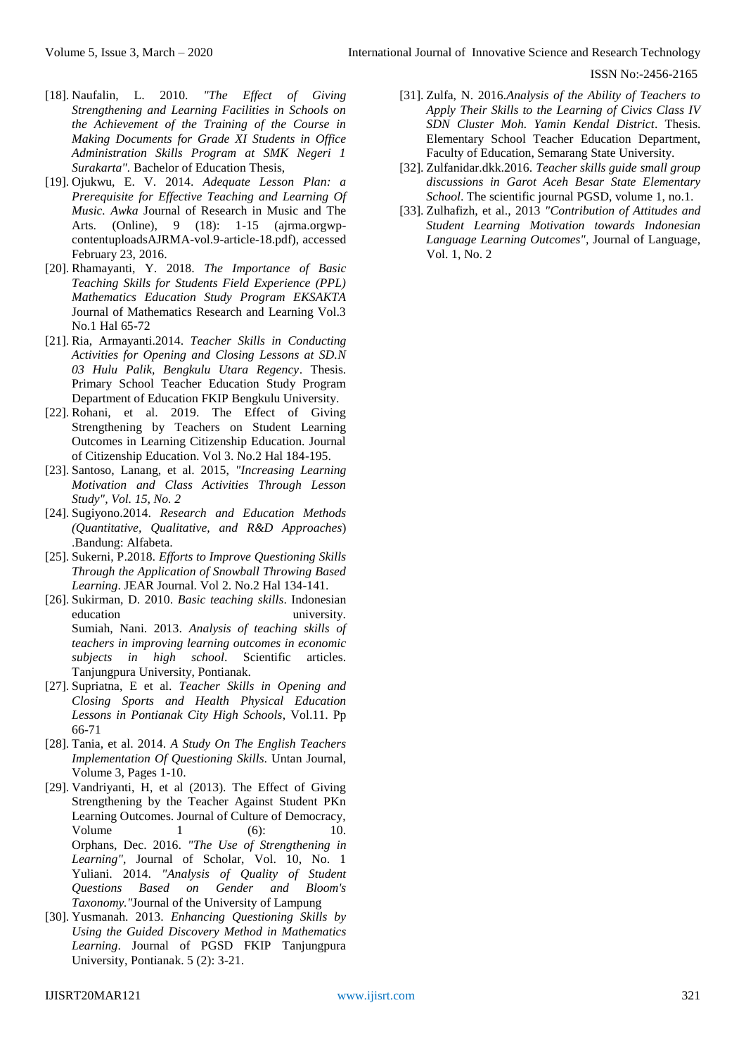[18]. Naufalin, L. 2010. *"The Effect of Giving Strengthening and Learning Facilities in Schools on the Achievement of the Training of the Course in Making Documents for Grade XI Students in Office Administration Skills Program at SMK Negeri 1 Surakarta".* Bachelor of Education Thesis,

[19]. Ojukwu, E. V. 2014. *Adequate Lesson Plan: a Prerequisite for Effective Teaching and Learning Of Music. Awka* Journal of Research in Music and The Arts. (Online), 9 (18): 1-15 (ajrma.orgwp-contentuploadsAJRMA-vol.9-article-18.pdf), accessed February 23, 2016.

[20]. Rhamayanti, Y. 2018. *The Importance of Basic Teaching Skills for Students Field Experience (PPL) Mathematics Education Study Program EKSAKTA* Journal of Mathematics Research and Learning Vol.3 No.1 Hal 65-72

[21]. Ria, Armayanti.2014. *Teacher Skills in Conducting Activities for Opening and Closing Lessons at SD.N 03 Hulu Palik, Bengkulu Utara Regency*. Thesis. Primary School Teacher Education Study Program Department of Education FKIP Bengkulu University.

[22]. Rohani, et al. 2019. The Effect of Giving Strengthening by Teachers on Student Learning Outcomes in Learning Citizenship Education. Journal of Citizenship Education. Vol 3. No.2 Hal 184-195.

[23]. Santoso, Lanang, et al. 2015, *"Increasing Learning Motivation and Class Activities Through Lesson Study", Vol. 15, No. 2*

[24]. Sugiyono.2014. *Research and Education Methods (Quantitative, Qualitative, and R&D Approaches*) .Bandung: Alfabeta.

[25]. Sukerni, P.2018. *Efforts to Improve Questioning Skills Through the Application of Snowball Throwing Based Learning*. JEAR Journal. Vol 2. No.2 Hal 134-141.

[26]. Sukirman, D. 2010. *Basic teaching skills*. Indonesian education university. Sumiah, Nani. 2013. *Analysis of teaching skills of teachers in improving learning outcomes in economic subjects in high school*. Scientific articles. Tanjungpura University, Pontianak.

[27]. Supriatna, E et al. *Teacher Skills in Opening and Closing Sports and Health Physical Education Lessons in Pontianak City High Schools*, Vol.11. Pp 66-71

[28]. Tania, et al. 2014. *A Study On The English Teachers Implementation Of Questioning Skills*. Untan Journal, Volume 3, Pages 1-10.

[29]. Vandriyanti, H, et al (2013). The Effect of Giving Strengthening by the Teacher Against Student PKn Learning Outcomes. Journal of Culture of Democracy, Volume 1 (6): 10. Orphans, Dec. 2016. *"The Use of Strengthening in Learning"*, Journal of Scholar, Vol. 10, No. 1 Yuliani. 2014. *"Analysis of Quality of Student Questions Based on Gender and Bloom's Taxonomy."*Journal of the University of Lampung

[30]. Yusmanah. 2013. *Enhancing Questioning Skills by Using the Guided Discovery Method in Mathematics Learning*. Journal of PGSD FKIP Tanjungpura University, Pontianak. 5 (2): 3-21.

[31]. Zulfa, N. 2016.*Analysis of the Ability of Teachers to Apply Their Skills to the Learning of Civics Class IV SDN Cluster Moh. Yamin Kendal District*. Thesis. Elementary School Teacher Education Department, Faculty of Education, Semarang State University.

[32]. Zulfanidar.dkk.2016. *Teacher skills guide small group discussions in Garot Aceh Besar State Elementary School*. The scientific journal PGSD, volume 1, no.1.

[33]. Zulhafizh, et al., 2013 *"Contribution of Attitudes and Student Learning Motivation towards Indonesian Language Learning Outcomes"*, Journal of Language, Vol. 1, No. 2